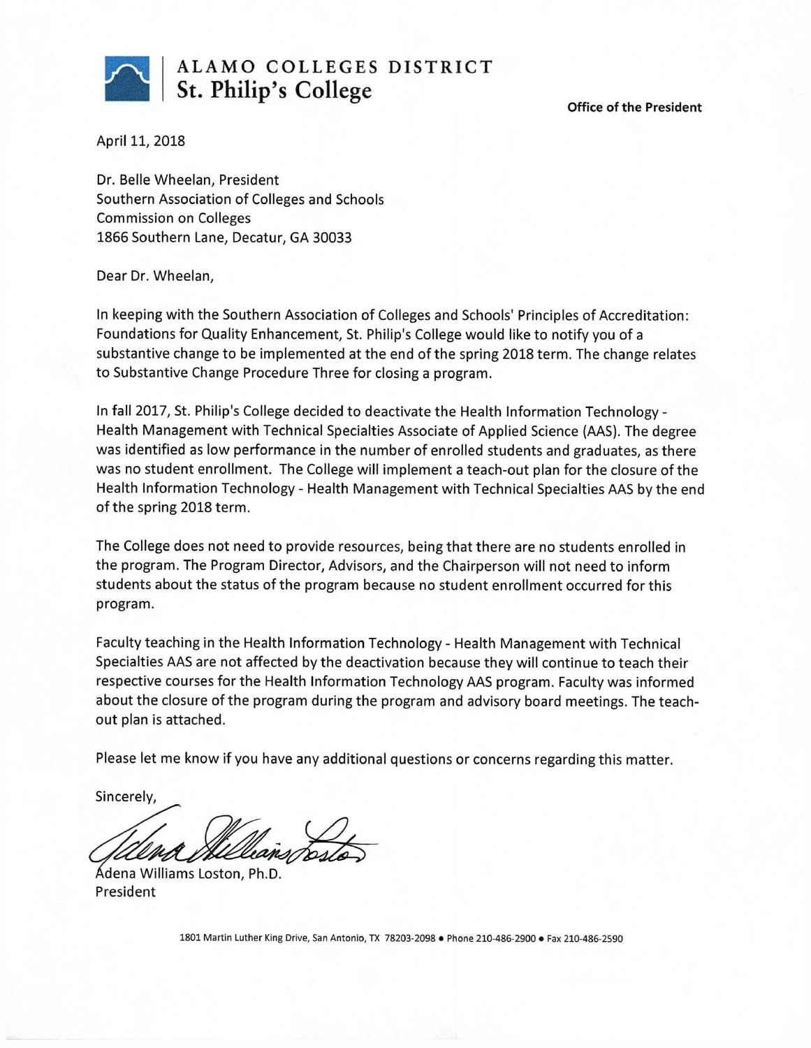**ALAMO COLLEGES DISTRICT**
**St. Philip's College**

**Office of the President**

April 11, 2018

Dr. Belle Wheelan, President
Southern Association of Colleges and Schools
Commission on Colleges
1866 Southern Lane, Decatur, GA 30033

Dear Dr. Wheelan,

In keeping with the Southern Association of Colleges and Schools' Principles of Accreditation: Foundations for Quality Enhancement, St. Philip's College would like to notify you of a substantive change to be implemented at the end of the spring 2018 term. The change relates to Substantive Change Procedure Three for closing a program.

In fall 2017, St. Philip's College decided to deactivate the Health Information Technology - Health Management with Technical Specialties Associate of Applied Science (AAS). The degree was identified as low performance in the number of enrolled students and graduates, as there was no student enrollment. The College will implement a teach-out plan for the closure of the Health Information Technology - Health Management with Technical Specialties AAS by the end of the spring 2018 term.

The College does not need to provide resources, being that there are no students enrolled in the program. The Program Director, Advisors, and the Chairperson will not need to inform students about the status of the program because no student enrollment occurred for this program.

Faculty teaching in the Health Information Technology - Health Management with Technical Specialties AAS are not affected by the deactivation because they will continue to teach their respective courses for the Health Information Technology AAS program. Faculty was informed about the closure of the program during the program and advisory board meetings. The teach-out plan is attached.

Please let me know if you have any additional questions or concerns regarding this matter.

Sincerely,

Adena Williams Loston, Ph.D.
President

1801 Martin Luther King Drive, San Antonio, TX 78203-2098 • Phone 210-486-2900 • Fax 210-486-2590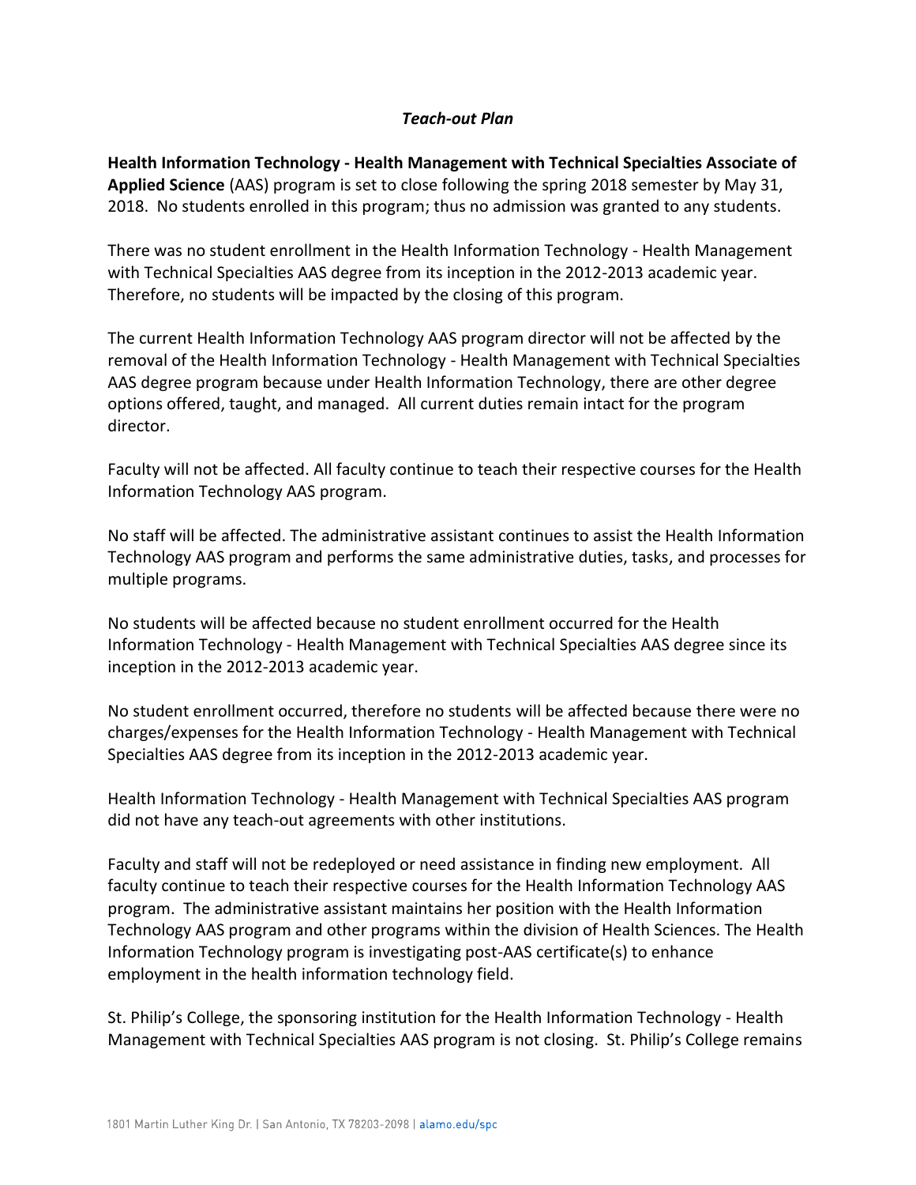### *Teach-out Plan*

**Health Information Technology - Health Management with Technical Specialties Associate of Applied Science** (AAS) program is set to close following the spring 2018 semester by May 31, 2018. No students enrolled in this program; thus no admission was granted to any students.

There was no student enrollment in the Health Information Technology - Health Management with Technical Specialties AAS degree from its inception in the 2012-2013 academic year. Therefore, no students will be impacted by the closing of this program.

The current Health Information Technology AAS program director will not be affected by the removal of the Health Information Technology - Health Management with Technical Specialties AAS degree program because under Health Information Technology, there are other degree options offered, taught, and managed. All current duties remain intact for the program director.

Faculty will not be affected. All faculty continue to teach their respective courses for the Health Information Technology AAS program.

No staff will be affected. The administrative assistant continues to assist the Health Information Technology AAS program and performs the same administrative duties, tasks, and processes for multiple programs.

No students will be affected because no student enrollment occurred for the Health Information Technology - Health Management with Technical Specialties AAS degree since its inception in the 2012-2013 academic year.

No student enrollment occurred, therefore no students will be affected because there were no charges/expenses for the Health Information Technology - Health Management with Technical Specialties AAS degree from its inception in the 2012-2013 academic year.

Health Information Technology - Health Management with Technical Specialties AAS program did not have any teach-out agreements with other institutions.

Faculty and staff will not be redeployed or need assistance in finding new employment. All faculty continue to teach their respective courses for the Health Information Technology AAS program. The administrative assistant maintains her position with the Health Information Technology AAS program and other programs within the division of Health Sciences. The Health Information Technology program is investigating post-AAS certificate(s) to enhance employment in the health information technology field.

St. Philip's College, the sponsoring institution for the Health Information Technology - Health Management with Technical Specialties AAS program is not closing. St. Philip's College remains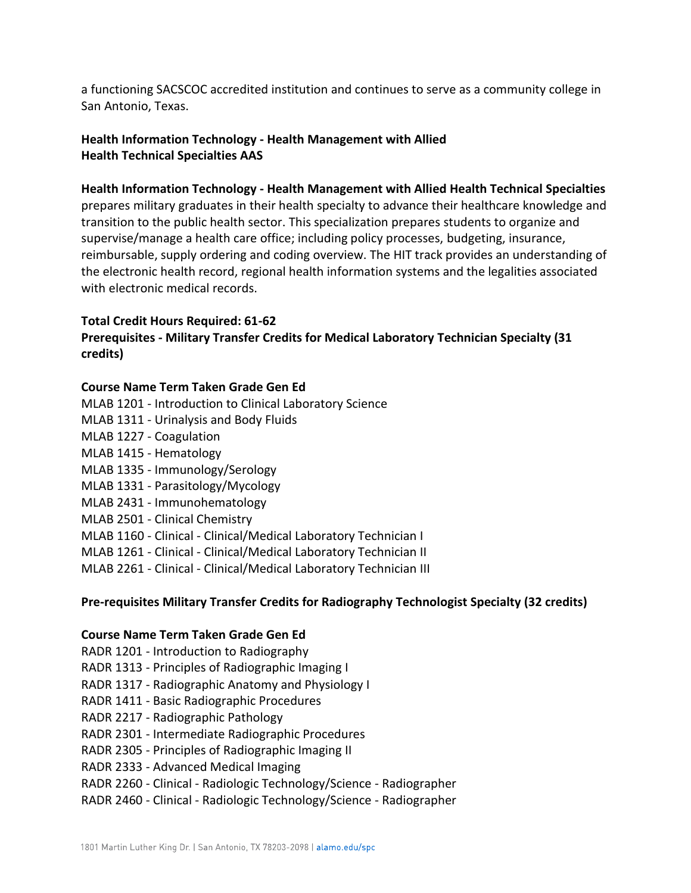a functioning SACSCOC accredited institution and continues to serve as a community college in San Antonio, Texas.

## Health Information Technology - Health Management with Allied Health Technical Specialties AAS

**Health Information Technology - Health Management with Allied Health Technical Specialties** prepares military graduates in their health specialty to advance their healthcare knowledge and transition to the public health sector. This specialization prepares students to organize and supervise/manage a health care office; including policy processes, budgeting, insurance, reimbursable, supply ordering and coding overview. The HIT track provides an understanding of the electronic health record, regional health information systems and the legalities associated with electronic medical records.

**Total Credit Hours Required: 61-62**

**Prerequisites - Military Transfer Credits for Medical Laboratory Technician Specialty (31 credits)**

**Course Name Term Taken Grade Gen Ed**

MLAB 1201 - Introduction to Clinical Laboratory Science
MLAB 1311 - Urinalysis and Body Fluids
MLAB 1227 - Coagulation
MLAB 1415 - Hematology
MLAB 1335 - Immunology/Serology
MLAB 1331 - Parasitology/Mycology
MLAB 2431 - Immunohematology
MLAB 2501 - Clinical Chemistry
MLAB 1160 - Clinical - Clinical/Medical Laboratory Technician I
MLAB 1261 - Clinical - Clinical/Medical Laboratory Technician II
MLAB 2261 - Clinical - Clinical/Medical Laboratory Technician III

**Pre-requisites Military Transfer Credits for Radiography Technologist Specialty (32 credits)**

**Course Name Term Taken Grade Gen Ed**

RADR 1201 - Introduction to Radiography
RADR 1313 - Principles of Radiographic Imaging I
RADR 1317 - Radiographic Anatomy and Physiology I
RADR 1411 - Basic Radiographic Procedures
RADR 2217 - Radiographic Pathology
RADR 2301 - Intermediate Radiographic Procedures
RADR 2305 - Principles of Radiographic Imaging II
RADR 2333 - Advanced Medical Imaging
RADR 2260 - Clinical - Radiologic Technology/Science - Radiographer
RADR 2460 - Clinical - Radiologic Technology/Science - Radiographer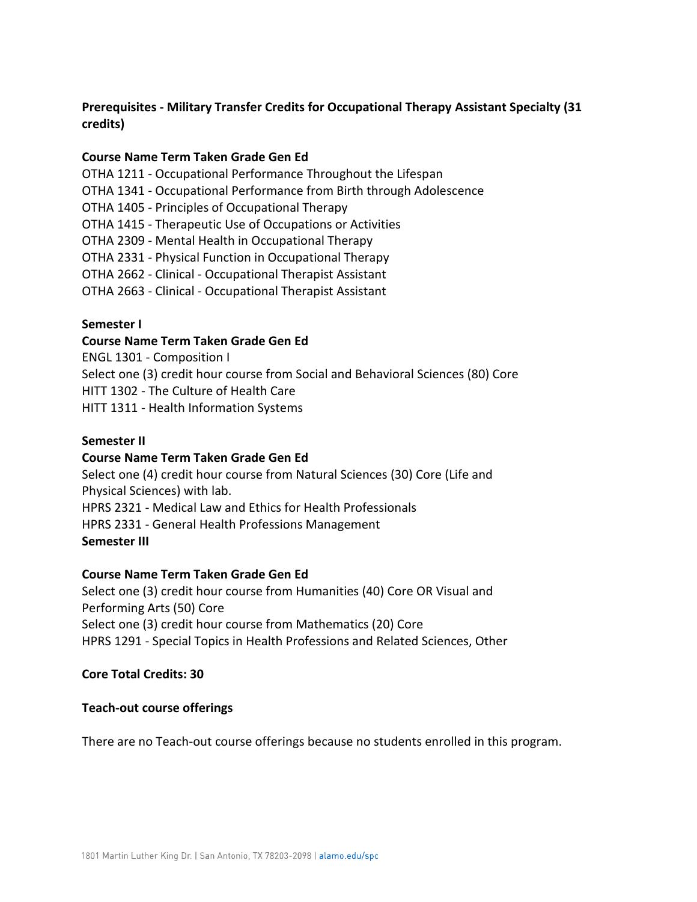**Prerequisites - Military Transfer Credits for Occupational Therapy Assistant Specialty (31 credits)**

**Course Name Term Taken Grade Gen Ed**

OTHA 1211 - Occupational Performance Throughout the Lifespan
OTHA 1341 - Occupational Performance from Birth through Adolescence
OTHA 1405 - Principles of Occupational Therapy
OTHA 1415 - Therapeutic Use of Occupations or Activities
OTHA 2309 - Mental Health in Occupational Therapy
OTHA 2331 - Physical Function in Occupational Therapy
OTHA 2662 - Clinical - Occupational Therapist Assistant
OTHA 2663 - Clinical - Occupational Therapist Assistant

**Semester I**

**Course Name Term Taken Grade Gen Ed**

ENGL 1301 - Composition I
Select one (3) credit hour course from Social and Behavioral Sciences (80) Core
HITT 1302 - The Culture of Health Care
HITT 1311 - Health Information Systems

**Semester II**

**Course Name Term Taken Grade Gen Ed**

Select one (4) credit hour course from Natural Sciences (30) Core (Life and Physical Sciences) with lab.
HPRS 2321 - Medical Law and Ethics for Health Professionals
HPRS 2331 - General Health Professions Management

**Semester III**

**Course Name Term Taken Grade Gen Ed**

Select one (3) credit hour course from Humanities (40) Core OR Visual and Performing Arts (50) Core
Select one (3) credit hour course from Mathematics (20) Core
HPRS 1291 - Special Topics in Health Professions and Related Sciences, Other

**Core Total Credits: 30**

**Teach-out course offerings**

There are no Teach-out course offerings because no students enrolled in this program.